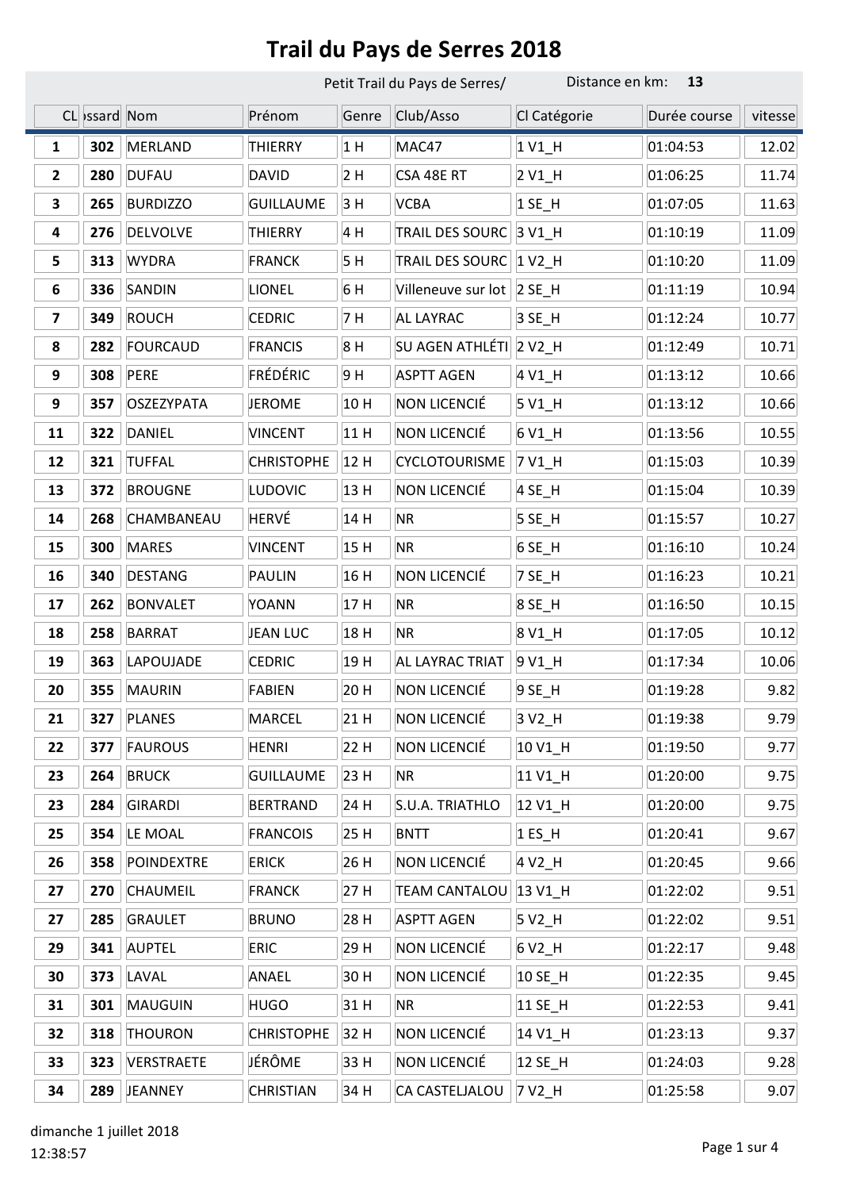# Trail du Pays de Serres 2018

Petit Trail du Pays de Serres/ Distance en km: **13**

| CL | ossard | Nom | Prénom | Genre | Club/Asso | Cl Catégorie | Durée course | vitesse |
|---|---|---|---|---|---|---|---|---|
| **1** | **302** | MERLAND | THIERRY | 1 H | MAC47 | 1 V1_H | 01:04:53 | 12.02 |
| **2** | **280** | DUFAU | DAVID | 2 H | CSA 48E RT | 2 V1_H | 01:06:25 | 11.74 |
| **3** | **265** | BURDIZZO | GUILLAUME | 3 H | VCBA | 1 SE_H | 01:07:05 | 11.63 |
| **4** | **276** | DELVOLVE | THIERRY | 4 H | TRAIL DES SOURC | 3 V1_H | 01:10:19 | 11.09 |
| **5** | **313** | WYDRA | FRANCK | 5 H | TRAIL DES SOURC | 1 V2_H | 01:10:20 | 11.09 |
| **6** | **336** | SANDIN | LIONEL | 6 H | Villeneuve sur lot | 2 SE_H | 01:11:19 | 10.94 |
| **7** | **349** | ROUCH | CEDRIC | 7 H | AL LAYRAC | 3 SE_H | 01:12:24 | 10.77 |
| **8** | **282** | FOURCAUD | FRANCIS | 8 H | SU AGEN ATHLÉTI | 2 V2_H | 01:12:49 | 10.71 |
| **9** | **308** | PERE | FRÉDÉRIC | 9 H | ASPTT AGEN | 4 V1_H | 01:13:12 | 10.66 |
| **9** | **357** | OSZEZYPATA | JEROME | 10 H | NON LICENCIÉ | 5 V1_H | 01:13:12 | 10.66 |
| **11** | **322** | DANIEL | VINCENT | 11 H | NON LICENCIÉ | 6 V1_H | 01:13:56 | 10.55 |
| **12** | **321** | TUFFAL | CHRISTOPHE | 12 H | CYCLOTOURISME | 7 V1_H | 01:15:03 | 10.39 |
| **13** | **372** | BROUGNE | LUDOVIC | 13 H | NON LICENCIÉ | 4 SE_H | 01:15:04 | 10.39 |
| **14** | **268** | CHAMBANEAU | HERVÉ | 14 H | NR | 5 SE_H | 01:15:57 | 10.27 |
| **15** | **300** | MARES | VINCENT | 15 H | NR | 6 SE_H | 01:16:10 | 10.24 |
| **16** | **340** | DESTANG | PAULIN | 16 H | NON LICENCIÉ | 7 SE_H | 01:16:23 | 10.21 |
| **17** | **262** | BONVALET | YOANN | 17 H | NR | 8 SE_H | 01:16:50 | 10.15 |
| **18** | **258** | BARRAT | JEAN LUC | 18 H | NR | 8 V1_H | 01:17:05 | 10.12 |
| **19** | **363** | LAPOUJADE | CEDRIC | 19 H | AL LAYRAC TRIAT | 9 V1_H | 01:17:34 | 10.06 |
| **20** | **355** | MAURIN | FABIEN | 20 H | NON LICENCIÉ | 9 SE_H | 01:19:28 | 9.82 |
| **21** | **327** | PLANES | MARCEL | 21 H | NON LICENCIÉ | 3 V2_H | 01:19:38 | 9.79 |
| **22** | **377** | FAUROUS | HENRI | 22 H | NON LICENCIÉ | 10 V1_H | 01:19:50 | 9.77 |
| **23** | **264** | BRUCK | GUILLAUME | 23 H | NR | 11 V1_H | 01:20:00 | 9.75 |
| **23** | **284** | GIRARDI | BERTRAND | 24 H | S.U.A. TRIATHLO | 12 V1_H | 01:20:00 | 9.75 |
| **25** | **354** | LE MOAL | FRANCOIS | 25 H | BNTT | 1 ES_H | 01:20:41 | 9.67 |
| **26** | **358** | POINDEXTRE | ERICK | 26 H | NON LICENCIÉ | 4 V2_H | 01:20:45 | 9.66 |
| **27** | **270** | CHAUMEIL | FRANCK | 27 H | TEAM CANTALOU | 13 V1_H | 01:22:02 | 9.51 |
| **27** | **285** | GRAULET | BRUNO | 28 H | ASPTT AGEN | 5 V2_H | 01:22:02 | 9.51 |
| **29** | **341** | AUPTEL | ERIC | 29 H | NON LICENCIÉ | 6 V2_H | 01:22:17 | 9.48 |
| **30** | **373** | LAVAL | ANAEL | 30 H | NON LICENCIÉ | 10 SE_H | 01:22:35 | 9.45 |
| **31** | **301** | MAUGUIN | HUGO | 31 H | NR | 11 SE_H | 01:22:53 | 9.41 |
| **32** | **318** | THOURON | CHRISTOPHE | 32 H | NON LICENCIÉ | 14 V1_H | 01:23:13 | 9.37 |
| **33** | **323** | VERSTRAETE | JÉRÔME | 33 H | NON LICENCIÉ | 12 SE_H | 01:24:03 | 9.28 |
| **34** | **289** | JEANNEY | CHRISTIAN | 34 H | CA CASTELJALOU | 7 V2_H | 01:25:58 | 9.07 |

dimanche 1 juillet 2018
12:38:57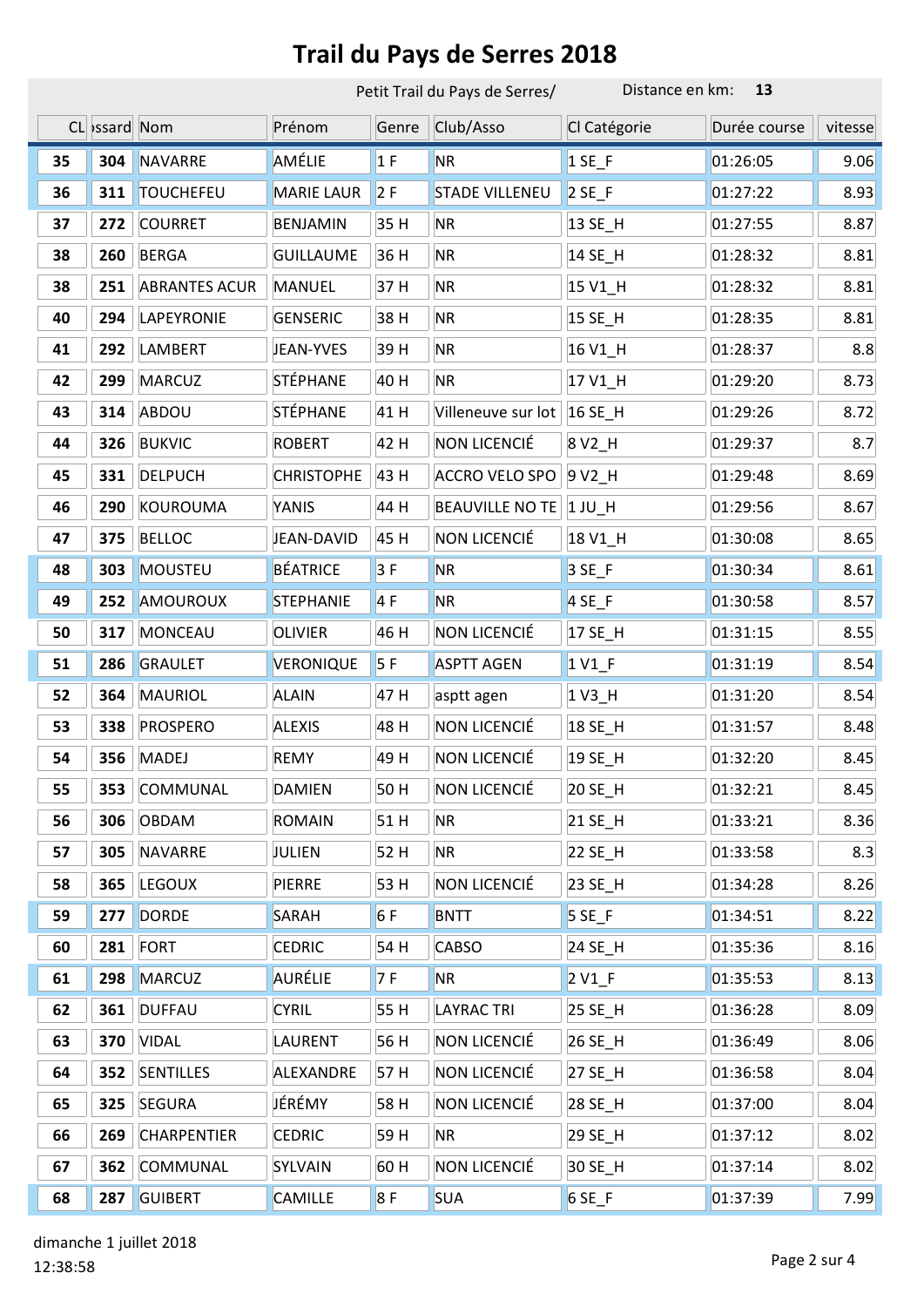# Trail du Pays de Serres 2018

Petit Trail du Pays de Serres/ Distance en km: **13**

| CL | ossard | Nom | Prénom | Genre | Club/Asso | Cl Catégorie | Durée course | vitesse |
|---|---|---|---|---|---|---|---|---|
| **35** | **304** | NAVARRE | AMÉLIE | 1 F | NR | 1 SE_F | 01:26:05 | 9.06 |
| **36** | **311** | TOUCHEFEU | MARIE LAUR | 2 F | STADE VILLENEU | 2 SE_F | 01:27:22 | 8.93 |
| **37** | **272** | COURRET | BENJAMIN | 35 H | NR | 13 SE_H | 01:27:55 | 8.87 |
| **38** | **260** | BERGA | GUILLAUME | 36 H | NR | 14 SE_H | 01:28:32 | 8.81 |
| **38** | **251** | ABRANTES ACUR | MANUEL | 37 H | NR | 15 V1_H | 01:28:32 | 8.81 |
| **40** | **294** | LAPEYRONIE | GENSERIC | 38 H | NR | 15 SE_H | 01:28:35 | 8.81 |
| **41** | **292** | LAMBERT | JEAN-YVES | 39 H | NR | 16 V1_H | 01:28:37 | 8.8 |
| **42** | **299** | MARCUZ | STÉPHANE | 40 H | NR | 17 V1_H | 01:29:20 | 8.73 |
| **43** | **314** | ABDOU | STÉPHANE | 41 H | Villeneuve sur lot | 16 SE_H | 01:29:26 | 8.72 |
| **44** | **326** | BUKVIC | ROBERT | 42 H | NON LICENCIÉ | 8 V2_H | 01:29:37 | 8.7 |
| **45** | **331** | DELPUCH | CHRISTOPHE | 43 H | ACCRO VELO SPO | 9 V2_H | 01:29:48 | 8.69 |
| **46** | **290** | KOUROUMA | YANIS | 44 H | BEAUVILLE NO TE | 1 JU_H | 01:29:56 | 8.67 |
| **47** | **375** | BELLOC | JEAN-DAVID | 45 H | NON LICENCIÉ | 18 V1_H | 01:30:08 | 8.65 |
| **48** | **303** | MOUSTEU | BÉATRICE | 3 F | NR | 3 SE_F | 01:30:34 | 8.61 |
| **49** | **252** | AMOUROUX | STEPHANIE | 4 F | NR | 4 SE_F | 01:30:58 | 8.57 |
| **50** | **317** | MONCEAU | OLIVIER | 46 H | NON LICENCIÉ | 17 SE_H | 01:31:15 | 8.55 |
| **51** | **286** | GRAULET | VERONIQUE | 5 F | ASPTT AGEN | 1 V1_F | 01:31:19 | 8.54 |
| **52** | **364** | MAURIOL | ALAIN | 47 H | asptt agen | 1 V3_H | 01:31:20 | 8.54 |
| **53** | **338** | PROSPERO | ALEXIS | 48 H | NON LICENCIÉ | 18 SE_H | 01:31:57 | 8.48 |
| **54** | **356** | MADEJ | REMY | 49 H | NON LICENCIÉ | 19 SE_H | 01:32:20 | 8.45 |
| **55** | **353** | COMMUNAL | DAMIEN | 50 H | NON LICENCIÉ | 20 SE_H | 01:32:21 | 8.45 |
| **56** | **306** | OBDAM | ROMAIN | 51 H | NR | 21 SE_H | 01:33:21 | 8.36 |
| **57** | **305** | NAVARRE | JULIEN | 52 H | NR | 22 SE_H | 01:33:58 | 8.3 |
| **58** | **365** | LEGOUX | PIERRE | 53 H | NON LICENCIÉ | 23 SE_H | 01:34:28 | 8.26 |
| **59** | **277** | DORDE | SARAH | 6 F | BNTT | 5 SE_F | 01:34:51 | 8.22 |
| **60** | **281** | FORT | CEDRIC | 54 H | CABSO | 24 SE_H | 01:35:36 | 8.16 |
| **61** | **298** | MARCUZ | AURÉLIE | 7 F | NR | 2 V1_F | 01:35:53 | 8.13 |
| **62** | **361** | DUFFAU | CYRIL | 55 H | LAYRAC TRI | 25 SE_H | 01:36:28 | 8.09 |
| **63** | **370** | VIDAL | LAURENT | 56 H | NON LICENCIÉ | 26 SE_H | 01:36:49 | 8.06 |
| **64** | **352** | SENTILLES | ALEXANDRE | 57 H | NON LICENCIÉ | 27 SE_H | 01:36:58 | 8.04 |
| **65** | **325** | SEGURA | JÉRÉMY | 58 H | NON LICENCIÉ | 28 SE_H | 01:37:00 | 8.04 |
| **66** | **269** | CHARPENTIER | CEDRIC | 59 H | NR | 29 SE_H | 01:37:12 | 8.02 |
| **67** | **362** | COMMUNAL | SYLVAIN | 60 H | NON LICENCIÉ | 30 SE_H | 01:37:14 | 8.02 |
| **68** | **287** | GUIBERT | CAMILLE | 8 F | SUA | 6 SE_F | 01:37:39 | 7.99 |

dimanche 1 juillet 2018
12:38:58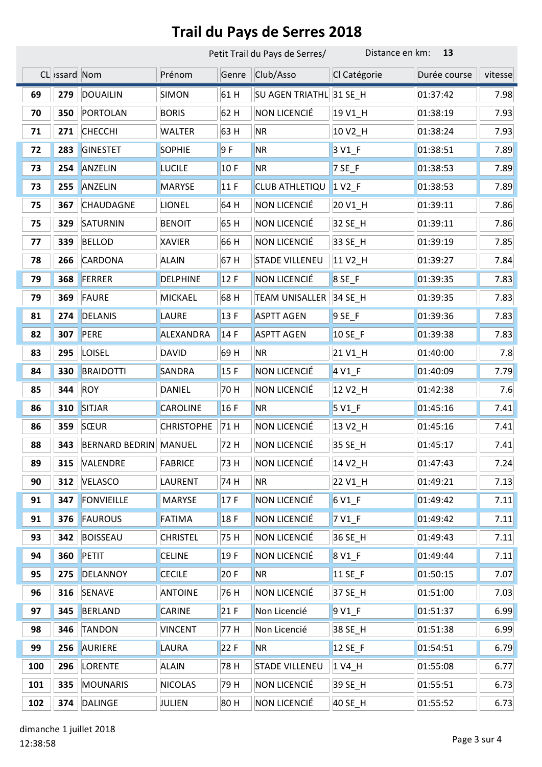# Trail du Pays de Serres 2018

Petit Trail du Pays de Serres/ Distance en km: **13**

| CL | ssard | Nom | Prénom | Genre | Club/Asso | Cl Catégorie | Durée course | vitesse |
|---|---|---|---|---|---|---|---|---|
| **69** | **279** | DOUAILIN | SIMON | 61 H | SU AGEN TRIATHL | 31 SE_H | 01:37:42 | 7.98 |
| **70** | **350** | PORTOLAN | BORIS | 62 H | NON LICENCIÉ | 19 V1_H | 01:38:19 | 7.93 |
| **71** | **271** | CHECCHI | WALTER | 63 H | NR | 10 V2_H | 01:38:24 | 7.93 |
| **72** | **283** | GINESTET | SOPHIE | 9 F | NR | 3 V1_F | 01:38:51 | 7.89 |
| **73** | **254** | ANZELIN | LUCILE | 10 F | NR | 7 SE_F | 01:38:53 | 7.89 |
| **73** | **255** | ANZELIN | MARYSE | 11 F | CLUB ATHLETIQU | 1 V2_F | 01:38:53 | 7.89 |
| **75** | **367** | CHAUDAGNE | LIONEL | 64 H | NON LICENCIÉ | 20 V1_H | 01:39:11 | 7.86 |
| **75** | **329** | SATURNIN | BENOIT | 65 H | NON LICENCIÉ | 32 SE_H | 01:39:11 | 7.86 |
| **77** | **339** | BELLOD | XAVIER | 66 H | NON LICENCIÉ | 33 SE_H | 01:39:19 | 7.85 |
| **78** | **266** | CARDONA | ALAIN | 67 H | STADE VILLENEU | 11 V2_H | 01:39:27 | 7.84 |
| **79** | **368** | FERRER | DELPHINE | 12 F | NON LICENCIÉ | 8 SE_F | 01:39:35 | 7.83 |
| **79** | **369** | FAURE | MICKAEL | 68 H | TEAM UNISALLER | 34 SE_H | 01:39:35 | 7.83 |
| **81** | **274** | DELANIS | LAURE | 13 F | ASPTT AGEN | 9 SE_F | 01:39:36 | 7.83 |
| **82** | **307** | PERE | ALEXANDRA | 14 F | ASPTT AGEN | 10 SE_F | 01:39:38 | 7.83 |
| **83** | **295** | LOISEL | DAVID | 69 H | NR | 21 V1_H | 01:40:00 | 7.8 |
| **84** | **330** | BRAIDOTTI | SANDRA | 15 F | NON LICENCIÉ | 4 V1_F | 01:40:09 | 7.79 |
| **85** | **344** | ROY | DANIEL | 70 H | NON LICENCIÉ | 12 V2_H | 01:42:38 | 7.6 |
| **86** | **310** | SITJAR | CAROLINE | 16 F | NR | 5 V1_F | 01:45:16 | 7.41 |
| **86** | **359** | SŒUR | CHRISTOPHE | 71 H | NON LICENCIÉ | 13 V2_H | 01:45:16 | 7.41 |
| **88** | **343** | BERNARD BEDRIN | MANUEL | 72 H | NON LICENCIÉ | 35 SE_H | 01:45:17 | 7.41 |
| **89** | **315** | VALENDRE | FABRICE | 73 H | NON LICENCIÉ | 14 V2_H | 01:47:43 | 7.24 |
| **90** | **312** | VELASCO | LAURENT | 74 H | NR | 22 V1_H | 01:49:21 | 7.13 |
| **91** | **347** | FONVIEILLE | MARYSE | 17 F | NON LICENCIÉ | 6 V1_F | 01:49:42 | 7.11 |
| **91** | **376** | FAUROUS | FATIMA | 18 F | NON LICENCIÉ | 7 V1_F | 01:49:42 | 7.11 |
| **93** | **342** | BOISSEAU | CHRISTEL | 75 H | NON LICENCIÉ | 36 SE_H | 01:49:43 | 7.11 |
| **94** | **360** | PETIT | CELINE | 19 F | NON LICENCIÉ | 8 V1_F | 01:49:44 | 7.11 |
| **95** | **275** | DELANNOY | CECILE | 20 F | NR | 11 SE_F | 01:50:15 | 7.07 |
| **96** | **316** | SENAVE | ANTOINE | 76 H | NON LICENCIÉ | 37 SE_H | 01:51:00 | 7.03 |
| **97** | **345** | BERLAND | CARINE | 21 F | Non Licencié | 9 V1_F | 01:51:37 | 6.99 |
| **98** | **346** | TANDON | VINCENT | 77 H | Non Licencié | 38 SE_H | 01:51:38 | 6.99 |
| **99** | **256** | AURIERE | LAURA | 22 F | NR | 12 SE_F | 01:54:51 | 6.79 |
| **100** | **296** | LORENTE | ALAIN | 78 H | STADE VILLENEU | 1 V4_H | 01:55:08 | 6.77 |
| **101** | **335** | MOUNARIS | NICOLAS | 79 H | NON LICENCIÉ | 39 SE_H | 01:55:51 | 6.73 |
| **102** | **374** | DALINGE | JULIEN | 80 H | NON LICENCIÉ | 40 SE_H | 01:55:52 | 6.73 |

dimanche 1 juillet 2018
12:38:58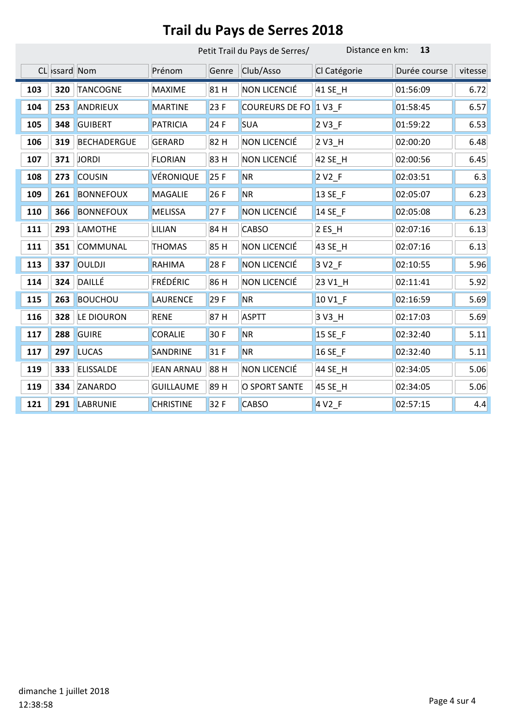# Trail du Pays de Serres 2018

Petit Trail du Pays de Serres/ Distance en km: **13**

| CL | ossard | Nom | Prénom | Genre | Club/Asso | Cl Catégorie | Durée course | vitesse |
|---|---|---|---|---|---|---|---|---|
| **103** | **320** | TANCOGNE | MAXIME | 81 H | NON LICENCIÉ | 41 SE_H | 01:56:09 | 6.72 |
| **104** | **253** | ANDRIEUX | MARTINE | 23 F | COUREURS DE FO | 1 V3_F | 01:58:45 | 6.57 |
| **105** | **348** | GUIBERT | PATRICIA | 24 F | SUA | 2 V3_F | 01:59:22 | 6.53 |
| **106** | **319** | BECHADERGUE | GERARD | 82 H | NON LICENCIÉ | 2 V3_H | 02:00:20 | 6.48 |
| **107** | **371** | JORDI | FLORIAN | 83 H | NON LICENCIÉ | 42 SE_H | 02:00:56 | 6.45 |
| **108** | **273** | COUSIN | VÉRONIQUE | 25 F | NR | 2 V2_F | 02:03:51 | 6.3 |
| **109** | **261** | BONNEFOUX | MAGALIE | 26 F | NR | 13 SE_F | 02:05:07 | 6.23 |
| **110** | **366** | BONNEFOUX | MELISSA | 27 F | NON LICENCIÉ | 14 SE_F | 02:05:08 | 6.23 |
| **111** | **293** | LAMOTHE | LILIAN | 84 H | CABSO | 2 ES_H | 02:07:16 | 6.13 |
| **111** | **351** | COMMUNAL | THOMAS | 85 H | NON LICENCIÉ | 43 SE_H | 02:07:16 | 6.13 |
| **113** | **337** | OULDJI | RAHIMA | 28 F | NON LICENCIÉ | 3 V2_F | 02:10:55 | 5.96 |
| **114** | **324** | DAILLÉ | FRÉDÉRIC | 86 H | NON LICENCIÉ | 23 V1_H | 02:11:41 | 5.92 |
| **115** | **263** | BOUCHOU | LAURENCE | 29 F | NR | 10 V1_F | 02:16:59 | 5.69 |
| **116** | **328** | LE DIOURON | RENE | 87 H | ASPTT | 3 V3_H | 02:17:03 | 5.69 |
| **117** | **288** | GUIRE | CORALIE | 30 F | NR | 15 SE_F | 02:32:40 | 5.11 |
| **117** | **297** | LUCAS | SANDRINE | 31 F | NR | 16 SE_F | 02:32:40 | 5.11 |
| **119** | **333** | ELISSALDE | JEAN ARNAU | 88 H | NON LICENCIÉ | 44 SE_H | 02:34:05 | 5.06 |
| **119** | **334** | ZANARDO | GUILLAUME | 89 H | O SPORT SANTE | 45 SE_H | 02:34:05 | 5.06 |
| **121** | **291** | LABRUNIE | CHRISTINE | 32 F | CABSO | 4 V2_F | 02:57:15 | 4.4 |

dimanche 1 juillet 2018
12:38:58